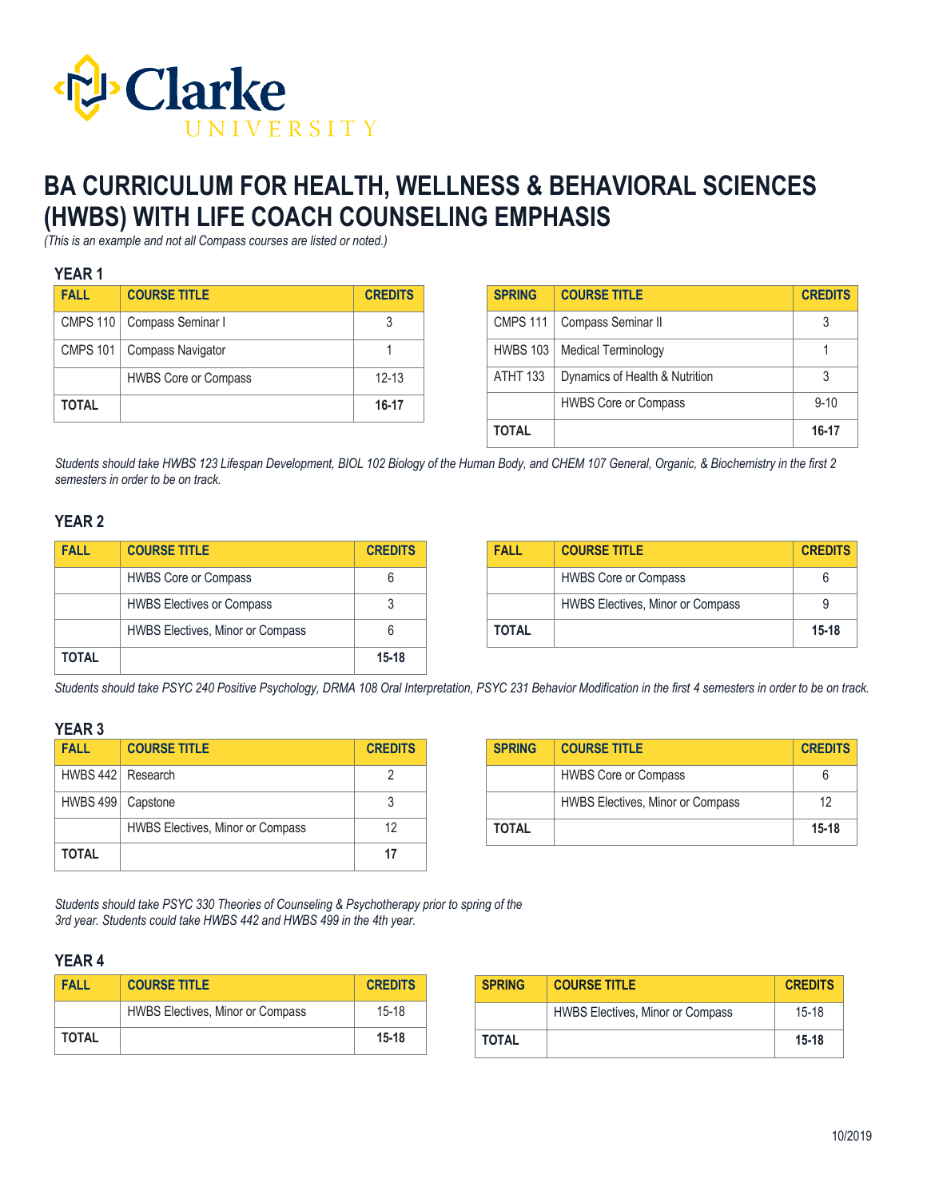Clarke UNIVERSITY

# BA CURRICULUM FOR HEALTH, WELLNESS & BEHAVIORAL SCIENCES (HWBS) WITH LIFE COACH COUNSELING EMPHASIS

*(This is an example and not all Compass courses are listed or noted.)*

## YEAR 1

| FALL | COURSE TITLE | CREDITS |
|---|---|---|
| CMPS 110 | Compass Seminar I | 3 |
| CMPS 101 | Compass Navigator | 1 |
| | HWBS Core or Compass | 12-13 |
| **TOTAL** | | **16-17** |

| SPRING | COURSE TITLE | CREDITS |
|---|---|---|
| CMPS 111 | Compass Seminar II | 3 |
| HWBS 103 | Medical Terminology | 1 |
| ATHT 133 | Dynamics of Health & Nutrition | 3 |
| | HWBS Core or Compass | 9-10 |
| **TOTAL** | | **16-17** |

*Students should take HWBS 123 Lifespan Development, BIOL 102 Biology of the Human Body, and CHEM 107 General, Organic, & Biochemistry in the first 2 semesters in order to be on track.*

## YEAR 2

| FALL | COURSE TITLE | CREDITS |
|---|---|---|
| | HWBS Core or Compass | 6 |
| | HWBS Electives or Compass | 3 |
| | HWBS Electives, Minor or Compass | 6 |
| **TOTAL** | | **15-18** |

| FALL | COURSE TITLE | CREDITS |
|---|---|---|
| | HWBS Core or Compass | 6 |
| | HWBS Electives, Minor or Compass | 9 |
| **TOTAL** | | **15-18** |

*Students should take PSYC 240 Positive Psychology, DRMA 108 Oral Interpretation, PSYC 231 Behavior Modification in the first 4 semesters in order to be on track.*

## YEAR 3

| FALL | COURSE TITLE | CREDITS |
|---|---|---|
| HWBS 442 | Research | 2 |
| HWBS 499 | Capstone | 3 |
| | HWBS Electives, Minor or Compass | 12 |
| **TOTAL** | | **17** |

| SPRING | COURSE TITLE | CREDITS |
|---|---|---|
| | HWBS Core or Compass | 6 |
| | HWBS Electives, Minor or Compass | 12 |
| **TOTAL** | | **15-18** |

*Students should take PSYC 330 Theories of Counseling & Psychotherapy prior to spring of the 3rd year. Students could take HWBS 442 and HWBS 499 in the 4th year.*

## YEAR 4

| FALL | COURSE TITLE | CREDITS |
|---|---|---|
| | HWBS Electives, Minor or Compass | 15-18 |
| **TOTAL** | | **15-18** |

| SPRING | COURSE TITLE | CREDITS |
|---|---|---|
| | HWBS Electives, Minor or Compass | 15-18 |
| **TOTAL** | | **15-18** |

10/2019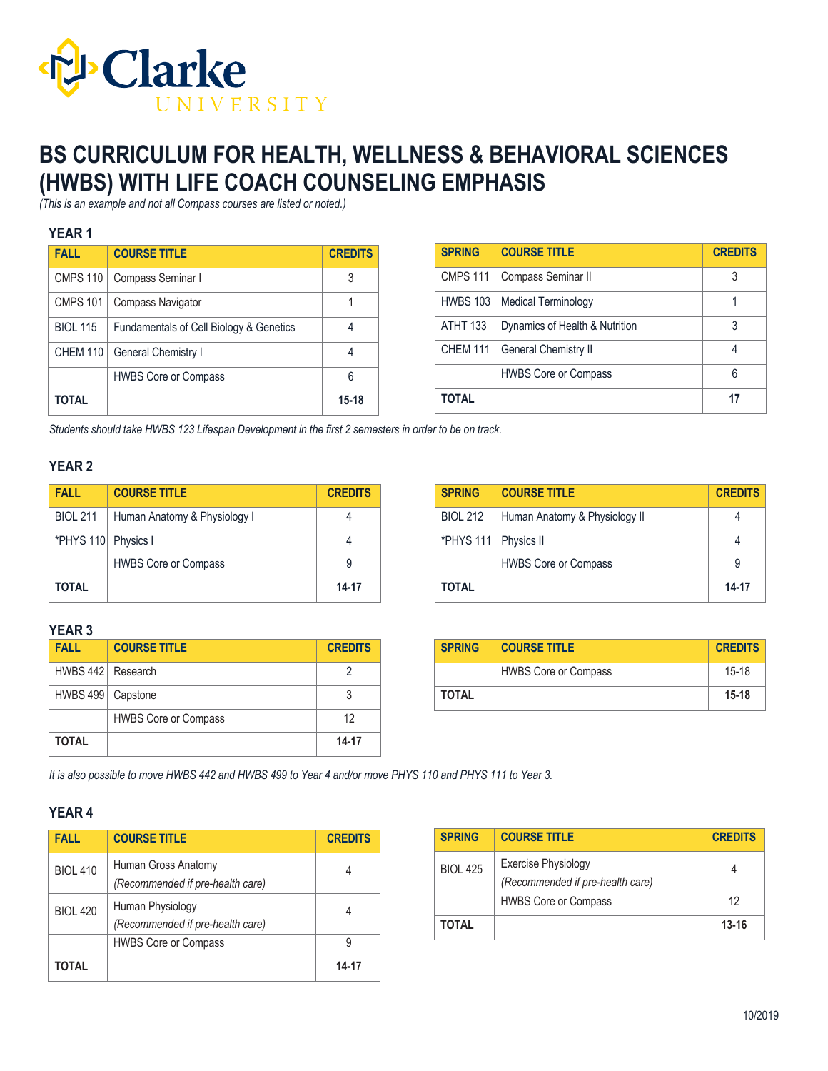Clarke UNIVERSITY

# BS CURRICULUM FOR HEALTH, WELLNESS & BEHAVIORAL SCIENCES (HWBS) WITH LIFE COACH COUNSELING EMPHASIS

*(This is an example and not all Compass courses are listed or noted.)*

## YEAR 1

| FALL | COURSE TITLE | CREDITS |
|---|---|---|
| CMPS 110 | Compass Seminar I | 3 |
| CMPS 101 | Compass Navigator | 1 |
| BIOL 115 | Fundamentals of Cell Biology & Genetics | 4 |
| CHEM 110 | General Chemistry I | 4 |
| | HWBS Core or Compass | 6 |
| **TOTAL** | | **15-18** |

| SPRING | COURSE TITLE | CREDITS |
|---|---|---|
| CMPS 111 | Compass Seminar II | 3 |
| HWBS 103 | Medical Terminology | 1 |
| ATHT 133 | Dynamics of Health & Nutrition | 3 |
| CHEM 111 | General Chemistry II | 4 |
| | HWBS Core or Compass | 6 |
| **TOTAL** | | **17** |

*Students should take HWBS 123 Lifespan Development in the first 2 semesters in order to be on track.*

## YEAR 2

| FALL | COURSE TITLE | CREDITS |
|---|---|---|
| BIOL 211 | Human Anatomy & Physiology I | 4 |
| *PHYS 110 | Physics I | 4 |
| | HWBS Core or Compass | 9 |
| **TOTAL** | | **14-17** |

| SPRING | COURSE TITLE | CREDITS |
|---|---|---|
| BIOL 212 | Human Anatomy & Physiology II | 4 |
| *PHYS 111 | Physics II | 4 |
| | HWBS Core or Compass | 9 |
| **TOTAL** | | **14-17** |

## YEAR 3

| FALL | COURSE TITLE | CREDITS |
|---|---|---|
| HWBS 442 | Research | 2 |
| HWBS 499 | Capstone | 3 |
| | HWBS Core or Compass | 12 |
| **TOTAL** | | **14-17** |

| SPRING | COURSE TITLE | CREDITS |
|---|---|---|
| | HWBS Core or Compass | 15-18 |
| **TOTAL** | | **15-18** |

*It is also possible to move HWBS 442 and HWBS 499 to Year 4 and/or move PHYS 110 and PHYS 111 to Year 3.*

## YEAR 4

| FALL | COURSE TITLE | CREDITS |
|---|---|---|
| BIOL 410 | Human Gross Anatomy *(Recommended if pre-health care)* | 4 |
| BIOL 420 | Human Physiology *(Recommended if pre-health care)* | 4 |
| | HWBS Core or Compass | 9 |
| **TOTAL** | | **14-17** |

| SPRING | COURSE TITLE | CREDITS |
|---|---|---|
| BIOL 425 | Exercise Physiology *(Recommended if pre-health care)* | 4 |
| | HWBS Core or Compass | 12 |
| **TOTAL** | | **13-16** |

10/2019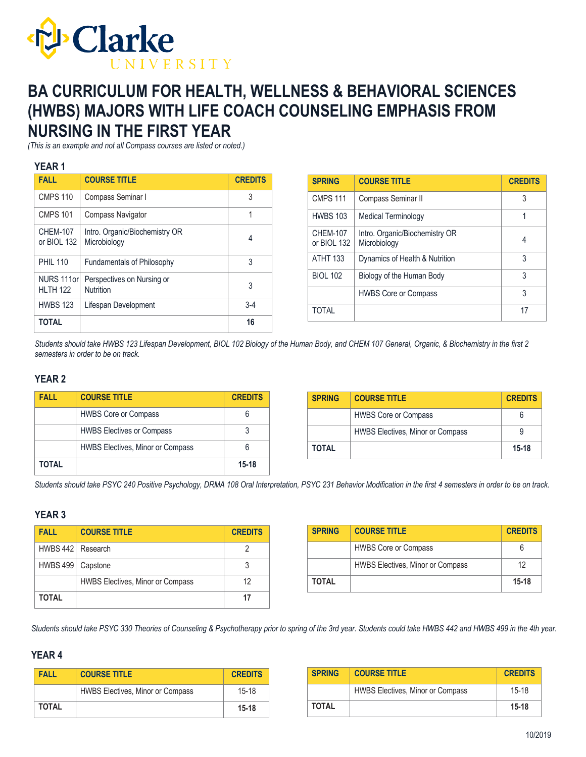Clarke UNIVERSITY

# BA CURRICULUM FOR HEALTH, WELLNESS & BEHAVIORAL SCIENCES (HWBS) MAJORS WITH LIFE COACH COUNSELING EMPHASIS FROM NURSING IN THE FIRST YEAR

*(This is an example and not all Compass courses are listed or noted.)*

## YEAR 1

| FALL | COURSE TITLE | CREDITS |
|---|---|---|
| CMPS 110 | Compass Seminar I | 3 |
| CMPS 101 | Compass Navigator | 1 |
| CHEM-107 or BIOL 132 | Intro. Organic/Biochemistry OR Microbiology | 4 |
| PHIL 110 | Fundamentals of Philosophy | 3 |
| NURS 111or HLTH 122 | Perspectives on Nursing or Nutrition | 3 |
| HWBS 123 | Lifespan Development | 3-4 |
| **TOTAL** | | **16** |

| SPRING | COURSE TITLE | CREDITS |
|---|---|---|
| CMPS 111 | Compass Seminar II | 3 |
| HWBS 103 | Medical Terminology | 1 |
| CHEM-107 or BIOL 132 | Intro. Organic/Biochemistry OR Microbiology | 4 |
| ATHT 133 | Dynamics of Health & Nutrition | 3 |
| BIOL 102 | Biology of the Human Body | 3 |
| | HWBS Core or Compass | 3 |
| TOTAL | | 17 |

*Students should take HWBS 123 Lifespan Development, BIOL 102 Biology of the Human Body, and CHEM 107 General, Organic, & Biochemistry in the first 2 semesters in order to be on track.*

## YEAR 2

| FALL | COURSE TITLE | CREDITS |
|---|---|---|
| | HWBS Core or Compass | 6 |
| | HWBS Electives or Compass | 3 |
| | HWBS Electives, Minor or Compass | 6 |
| **TOTAL** | | **15-18** |

| SPRING | COURSE TITLE | CREDITS |
|---|---|---|
| | HWBS Core or Compass | 6 |
| | HWBS Electives, Minor or Compass | 9 |
| **TOTAL** | | **15-18** |

*Students should take PSYC 240 Positive Psychology, DRMA 108 Oral Interpretation, PSYC 231 Behavior Modification in the first 4 semesters in order to be on track.*

## YEAR 3

| FALL | COURSE TITLE | CREDITS |
|---|---|---|
| HWBS 442 | Research | 2 |
| HWBS 499 | Capstone | 3 |
| | HWBS Electives, Minor or Compass | 12 |
| **TOTAL** | | **17** |

| SPRING | COURSE TITLE | CREDITS |
|---|---|---|
| | HWBS Core or Compass | 6 |
| | HWBS Electives, Minor or Compass | 12 |
| **TOTAL** | | **15-18** |

*Students should take PSYC 330 Theories of Counseling & Psychotherapy prior to spring of the 3rd year. Students could take HWBS 442 and HWBS 499 in the 4th year.*

## YEAR 4

| FALL | COURSE TITLE | CREDITS |
|---|---|---|
| | HWBS Electives, Minor or Compass | 15-18 |
| **TOTAL** | | **15-18** |

| SPRING | COURSE TITLE | CREDITS |
|---|---|---|
| | HWBS Electives, Minor or Compass | 15-18 |
| **TOTAL** | | **15-18** |

10/2019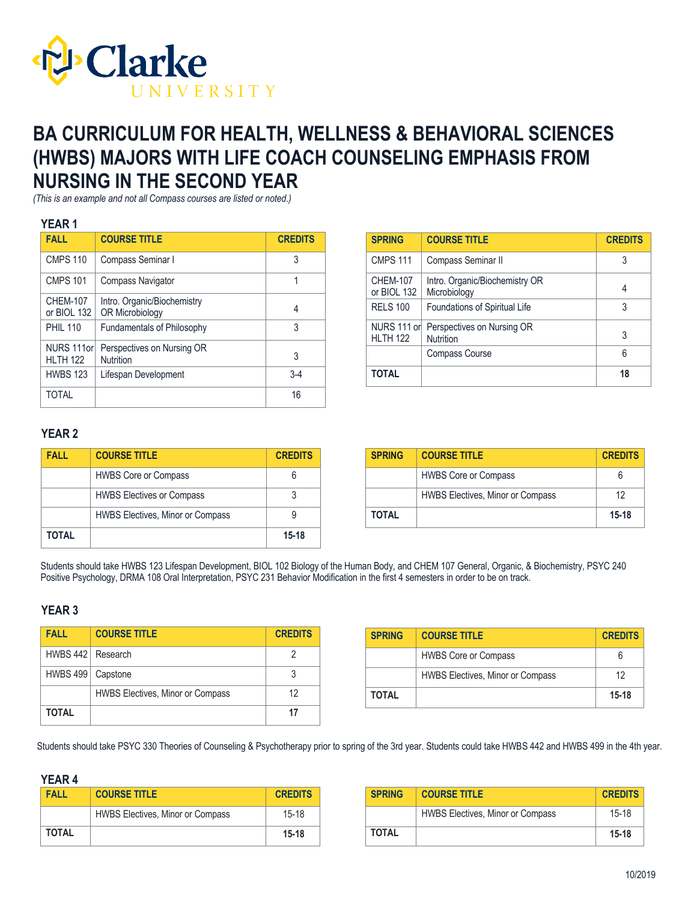Clarke UNIVERSITY

# BA CURRICULUM FOR HEALTH, WELLNESS & BEHAVIORAL SCIENCES (HWBS) MAJORS WITH LIFE COACH COUNSELING EMPHASIS FROM NURSING IN THE SECOND YEAR

*(This is an example and not all Compass courses are listed or noted.)*

## YEAR 1

| FALL | COURSE TITLE | CREDITS |
|---|---|---|
| CMPS 110 | Compass Seminar I | 3 |
| CMPS 101 | Compass Navigator | 1 |
| CHEM-107 or BIOL 132 | Intro. Organic/Biochemistry OR Microbiology | 4 |
| PHIL 110 | Fundamentals of Philosophy | 3 |
| NURS 111or HLTH 122 | Perspectives on Nursing OR Nutrition | 3 |
| HWBS 123 | Lifespan Development | 3-4 |
| TOTAL | | 16 |

| SPRING | COURSE TITLE | CREDITS |
|---|---|---|
| CMPS 111 | Compass Seminar II | 3 |
| CHEM-107 or BIOL 132 | Intro. Organic/Biochemistry OR Microbiology | 4 |
| RELS 100 | Foundations of Spiritual Life | 3 |
| NURS 111 or HLTH 122 | Perspectives on Nursing OR Nutrition | 3 |
| | Compass Course | 6 |
| **TOTAL** | | **18** |

## YEAR 2

| FALL | COURSE TITLE | CREDITS |
|---|---|---|
| | HWBS Core or Compass | 6 |
| | HWBS Electives or Compass | 3 |
| | HWBS Electives, Minor or Compass | 9 |
| **TOTAL** | | **15-18** |

| SPRING | COURSE TITLE | CREDITS |
|---|---|---|
| | HWBS Core or Compass | 6 |
| | HWBS Electives, Minor or Compass | 12 |
| **TOTAL** | | **15-18** |

Students should take HWBS 123 Lifespan Development, BIOL 102 Biology of the Human Body, and CHEM 107 General, Organic, & Biochemistry, PSYC 240 Positive Psychology, DRMA 108 Oral Interpretation, PSYC 231 Behavior Modification in the first 4 semesters in order to be on track.

## YEAR 3

| FALL | COURSE TITLE | CREDITS |
|---|---|---|
| HWBS 442 | Research | 2 |
| HWBS 499 | Capstone | 3 |
| | HWBS Electives, Minor or Compass | 12 |
| **TOTAL** | | **17** |

| SPRING | COURSE TITLE | CREDITS |
|---|---|---|
| | HWBS Core or Compass | 6 |
| | HWBS Electives, Minor or Compass | 12 |
| **TOTAL** | | **15-18** |

Students should take PSYC 330 Theories of Counseling & Psychotherapy prior to spring of the 3rd year. Students could take HWBS 442 and HWBS 499 in the 4th year.

## YEAR 4

| FALL | COURSE TITLE | CREDITS |
|---|---|---|
| | HWBS Electives, Minor or Compass | 15-18 |
| **TOTAL** | | **15-18** |

| SPRING | COURSE TITLE | CREDITS |
|---|---|---|
| | HWBS Electives, Minor or Compass | 15-18 |
| **TOTAL** | | **15-18** |

10/2019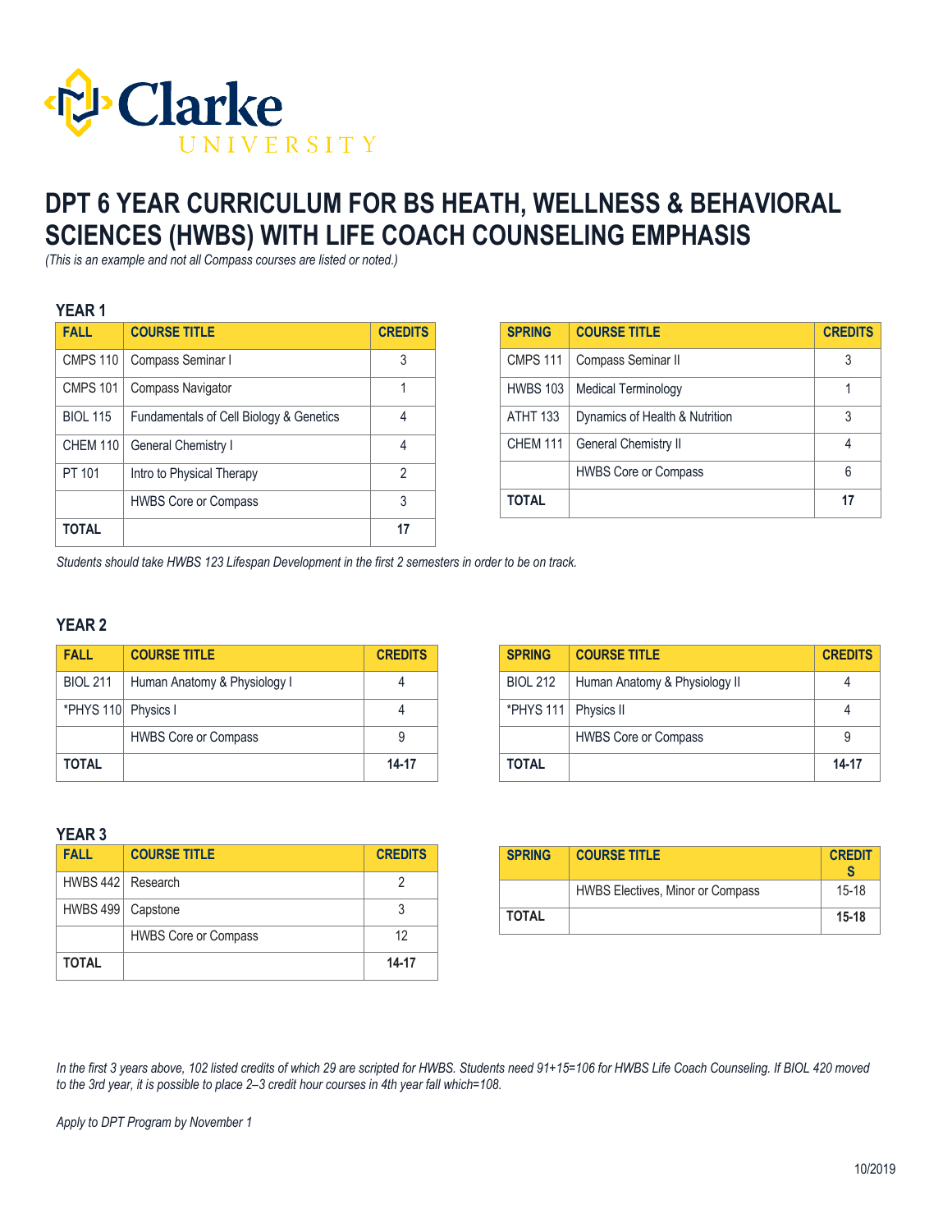Clarke UNIVERSITY

# DPT 6 YEAR CURRICULUM FOR BS HEATH, WELLNESS & BEHAVIORAL SCIENCES (HWBS) WITH LIFE COACH COUNSELING EMPHASIS

*(This is an example and not all Compass courses are listed or noted.)*

## YEAR 1

| FALL | COURSE TITLE | CREDITS |
|---|---|---|
| CMPS 110 | Compass Seminar I | 3 |
| CMPS 101 | Compass Navigator | 1 |
| BIOL 115 | Fundamentals of Cell Biology & Genetics | 4 |
| CHEM 110 | General Chemistry I | 4 |
| PT 101 | Intro to Physical Therapy | 2 |
| | HWBS Core or Compass | 3 |
| **TOTAL** | | **17** |

| SPRING | COURSE TITLE | CREDITS |
|---|---|---|
| CMPS 111 | Compass Seminar II | 3 |
| HWBS 103 | Medical Terminology | 1 |
| ATHT 133 | Dynamics of Health & Nutrition | 3 |
| CHEM 111 | General Chemistry II | 4 |
| | HWBS Core or Compass | 6 |
| **TOTAL** | | **17** |

*Students should take HWBS 123 Lifespan Development in the first 2 semesters in order to be on track.*

## YEAR 2

| FALL | COURSE TITLE | CREDITS |
|---|---|---|
| BIOL 211 | Human Anatomy & Physiology I | 4 |
| *PHYS 110 | Physics I | 4 |
| | HWBS Core or Compass | 9 |
| **TOTAL** | | **14-17** |

| SPRING | COURSE TITLE | CREDITS |
|---|---|---|
| BIOL 212 | Human Anatomy & Physiology II | 4 |
| *PHYS 111 | Physics II | 4 |
| | HWBS Core or Compass | 9 |
| **TOTAL** | | **14-17** |

## YEAR 3

| FALL | COURSE TITLE | CREDITS |
|---|---|---|
| HWBS 442 | Research | 2 |
| HWBS 499 | Capstone | 3 |
| | HWBS Core or Compass | 12 |
| **TOTAL** | | **14-17** |

| SPRING | COURSE TITLE | CREDITS |
|---|---|---|
| | HWBS Electives, Minor or Compass | 15-18 |
| **TOTAL** | | **15-18** |

*In the first 3 years above, 102 listed credits of which 29 are scripted for HWBS. Students need 91+15=106 for HWBS Life Coach Counseling. If BIOL 420 moved to the 3rd year, it is possible to place 2–3 credit hour courses in 4th year fall which=108.*

*Apply to DPT Program by November 1*

10/2019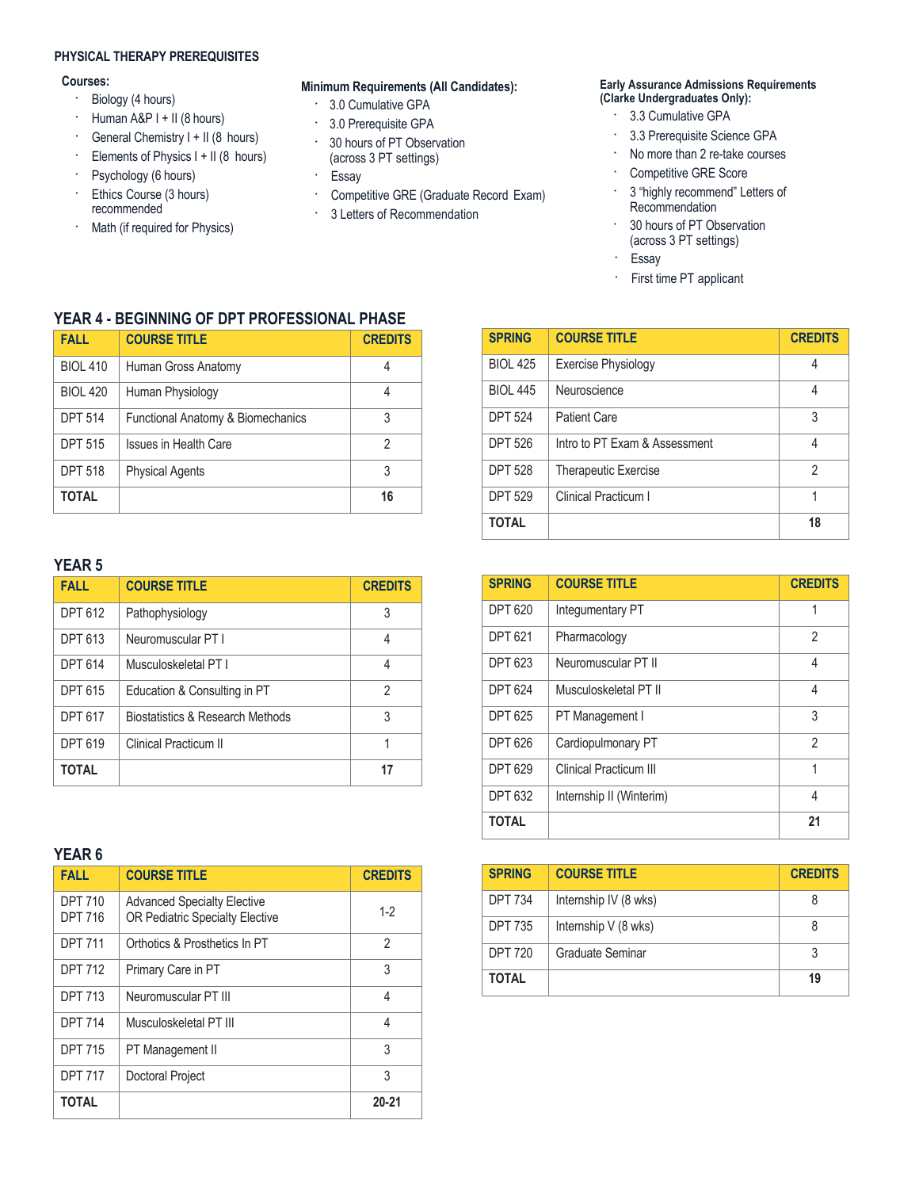## PHYSICAL THERAPY PREREQUISITES

**Courses:**

- Biology (4 hours)
- Human A&P I + II (8 hours)
- General Chemistry I + II (8 hours)
- Elements of Physics I + II (8 hours)
- Psychology (6 hours)
- Ethics Course (3 hours) recommended
- Math (if required for Physics)

**Minimum Requirements (All Candidates):**

- 3.0 Cumulative GPA
- 3.0 Prerequisite GPA
- 30 hours of PT Observation (across 3 PT settings)
- Essay
- Competitive GRE (Graduate Record Exam)
- 3 Letters of Recommendation

**Early Assurance Admissions Requirements (Clarke Undergraduates Only):**

- 3.3 Cumulative GPA
- 3.3 Prerequisite Science GPA
- No more than 2 re-take courses
- Competitive GRE Score
- 3 "highly recommend" Letters of Recommendation
- 30 hours of PT Observation (across 3 PT settings)
- Essay
- First time PT applicant

## YEAR 4 - BEGINNING OF DPT PROFESSIONAL PHASE

| FALL | COURSE TITLE | CREDITS |
|---|---|---|
| BIOL 410 | Human Gross Anatomy | 4 |
| BIOL 420 | Human Physiology | 4 |
| DPT 514 | Functional Anatomy & Biomechanics | 3 |
| DPT 515 | Issues in Health Care | 2 |
| DPT 518 | Physical Agents | 3 |
| **TOTAL** | | **16** |

| SPRING | COURSE TITLE | CREDITS |
|---|---|---|
| BIOL 425 | Exercise Physiology | 4 |
| BIOL 445 | Neuroscience | 4 |
| DPT 524 | Patient Care | 3 |
| DPT 526 | Intro to PT Exam & Assessment | 4 |
| DPT 528 | Therapeutic Exercise | 2 |
| DPT 529 | Clinical Practicum I | 1 |
| **TOTAL** | | **18** |

## YEAR 5

| FALL | COURSE TITLE | CREDITS |
|---|---|---|
| DPT 612 | Pathophysiology | 3 |
| DPT 613 | Neuromuscular PT I | 4 |
| DPT 614 | Musculoskeletal PT I | 4 |
| DPT 615 | Education & Consulting in PT | 2 |
| DPT 617 | Biostatistics & Research Methods | 3 |
| DPT 619 | Clinical Practicum II | 1 |
| **TOTAL** | | **17** |

| SPRING | COURSE TITLE | CREDITS |
|---|---|---|
| DPT 620 | Integumentary PT | 1 |
| DPT 621 | Pharmacology | 2 |
| DPT 623 | Neuromuscular PT II | 4 |
| DPT 624 | Musculoskeletal PT II | 4 |
| DPT 625 | PT Management I | 3 |
| DPT 626 | Cardiopulmonary PT | 2 |
| DPT 629 | Clinical Practicum III | 1 |
| DPT 632 | Internship II (Winterim) | 4 |
| **TOTAL** | | **21** |

## YEAR 6

| FALL | COURSE TITLE | CREDITS |
|---|---|---|
| DPT 710 DPT 716 | Advanced Specialty Elective OR Pediatric Specialty Elective | 1-2 |
| DPT 711 | Orthotics & Prosthetics In PT | 2 |
| DPT 712 | Primary Care in PT | 3 |
| DPT 713 | Neuromuscular PT III | 4 |
| DPT 714 | Musculoskeletal PT III | 4 |
| DPT 715 | PT Management II | 3 |
| DPT 717 | Doctoral Project | 3 |
| **TOTAL** | | **20-21** |

| SPRING | COURSE TITLE | CREDITS |
|---|---|---|
| DPT 734 | Internship IV (8 wks) | 8 |
| DPT 735 | Internship V (8 wks) | 8 |
| DPT 720 | Graduate Seminar | 3 |
| **TOTAL** | | **19** |